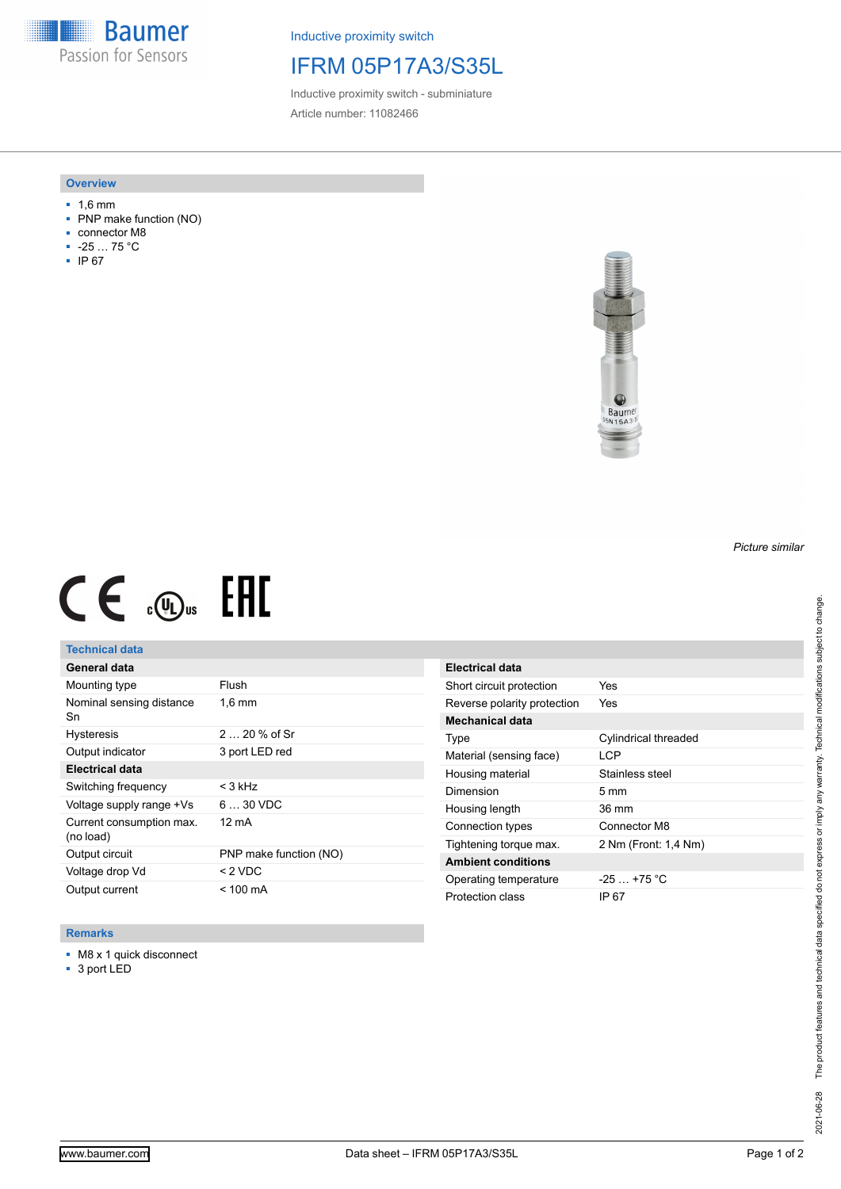Inductive proximity switch

# IFRM 05P17A3/S35L

Inductive proximity switch - subminiature

Article number: 11082466

## Overview

- 1,6 mm
- PNP make function (NO)
- connector M8
- -25 … 75 °C
- IP 67

*Picture similar*

## Technical data

| General data | |
|---|---|
| Mounting type | Flush |
| Nominal sensing distance Sn | 1,6 mm |
| Hysteresis | 2 … 20 % of Sr |
| Output indicator | 3 port LED red |
| **Electrical data** | |
| Switching frequency | < 3 kHz |
| Voltage supply range +Vs | 6 … 30 VDC |
| Current consumption max. (no load) | 12 mA |
| Output circuit | PNP make function (NO) |
| Voltage drop Vd | < 2 VDC |
| Output current | < 100 mA |

| Electrical data | |
|---|---|
| Short circuit protection | Yes |
| Reverse polarity protection | Yes |
| **Mechanical data** | |
| Type | Cylindrical threaded |
| Material (sensing face) | LCP |
| Housing material | Stainless steel |
| Dimension | 5 mm |
| Housing length | 36 mm |
| Connection types | Connector M8 |
| Tightening torque max. | 2 Nm (Front: 1,4 Nm) |
| **Ambient conditions** | |
| Operating temperature | -25 … +75 °C |
| Protection class | IP 67 |

## Remarks

- M8 x 1 quick disconnect
- 3 port LED

The product features and technical data specified do not express or imply any warranty. Technical modifications subject to change.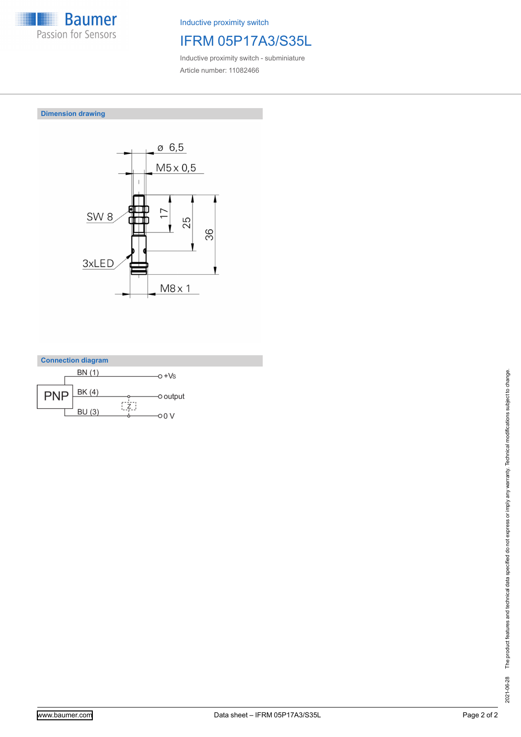Inductive proximity switch

# IFRM 05P17A3/S35L

Inductive proximity switch - subminiature

Article number: 11082466

## Dimension drawing

ø 6,5

M5 x 0,5

SW 8

17

25

36

3xLED

M8 x 1

## Connection diagram

PNP

BN (1)

+Vs

BK (4)

output

Z

BU (3)

0 V

The product features and technical data specified do not express or imply any warranty. Technical modifications subject to change.

2021-06-28